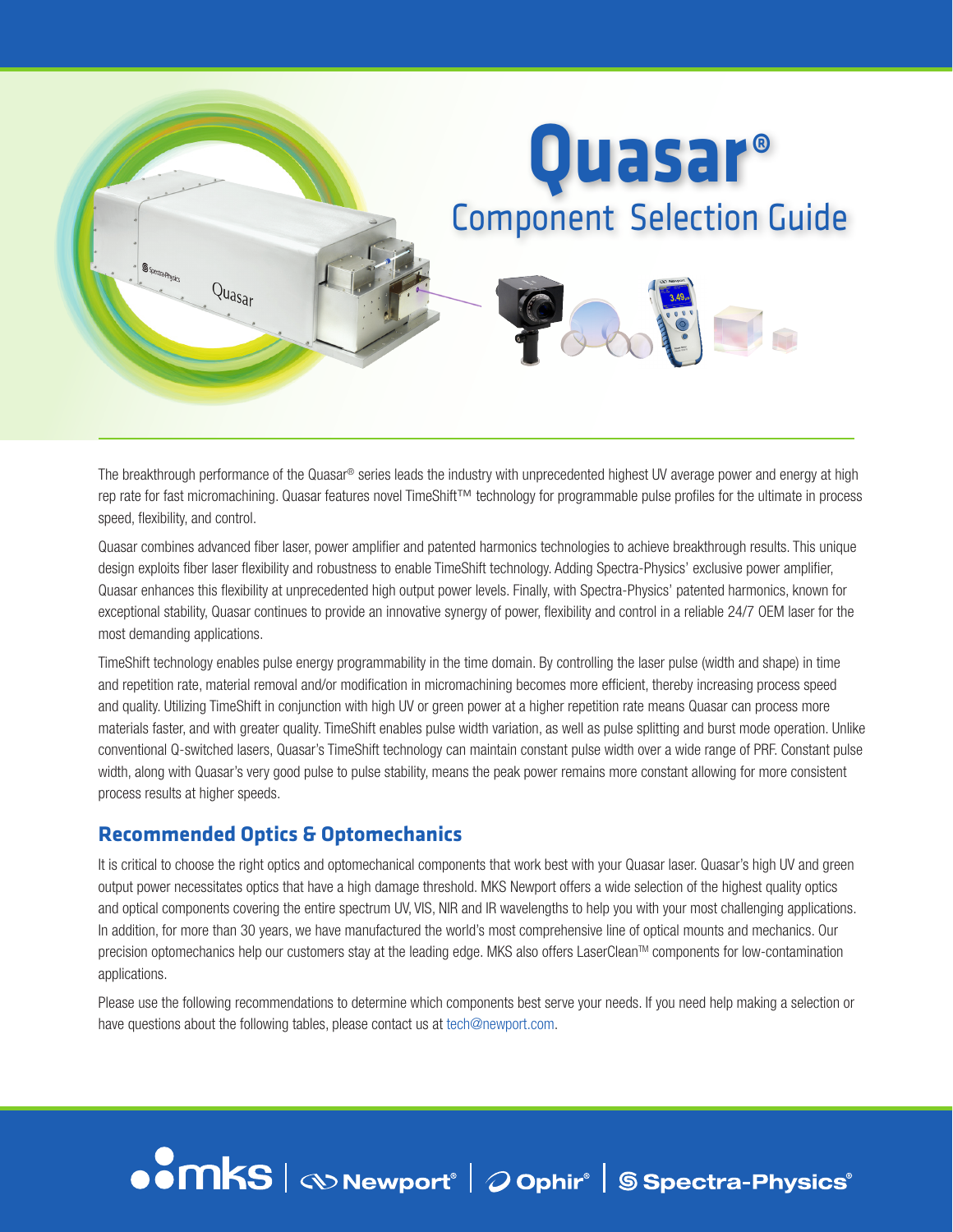# Quasar®

## Component Selection Guide

The breakthrough performance of the Quasar® series leads the industry with unprecedented highest UV average power and energy at high rep rate for fast micromachining. Quasar features novel TimeShift™ technology for programmable pulse profiles for the ultimate in process speed, flexibility, and control.

Quasar combines advanced fiber laser, power amplifier and patented harmonics technologies to achieve breakthrough results. This unique design exploits fiber laser flexibility and robustness to enable TimeShift technology. Adding Spectra-Physics' exclusive power amplifier, Quasar enhances this flexibility at unprecedented high output power levels. Finally, with Spectra-Physics' patented harmonics, known for exceptional stability, Quasar continues to provide an innovative synergy of power, flexibility and control in a reliable 24/7 OEM laser for the most demanding applications.

TimeShift technology enables pulse energy programmability in the time domain. By controlling the laser pulse (width and shape) in time and repetition rate, material removal and/or modification in micromachining becomes more efficient, thereby increasing process speed and quality. Utilizing TimeShift in conjunction with high UV or green power at a higher repetition rate means Quasar can process more materials faster, and with greater quality. TimeShift enables pulse width variation, as well as pulse splitting and burst mode operation. Unlike conventional Q-switched lasers, Quasar's TimeShift technology can maintain constant pulse width over a wide range of PRF. Constant pulse width, along with Quasar's very good pulse to pulse stability, means the peak power remains more constant allowing for more consistent process results at higher speeds.

## Recommended Optics & Optomechanics

It is critical to choose the right optics and optomechanical components that work best with your Quasar laser. Quasar's high UV and green output power necessitates optics that have a high damage threshold. MKS Newport offers a wide selection of the highest quality optics and optical components covering the entire spectrum UV, VIS, NIR and IR wavelengths to help you with your most challenging applications. In addition, for more than 30 years, we have manufactured the world's most comprehensive line of optical mounts and mechanics. Our precision optomechanics help our customers stay at the leading edge. MKS also offers LaserClean™ components for low-contamination applications.

Please use the following recommendations to determine which components best serve your needs. If you need help making a selection or have questions about the following tables, please contact us at tech@newport.com.

mks | Newport® | Ophir® | Spectra-Physics®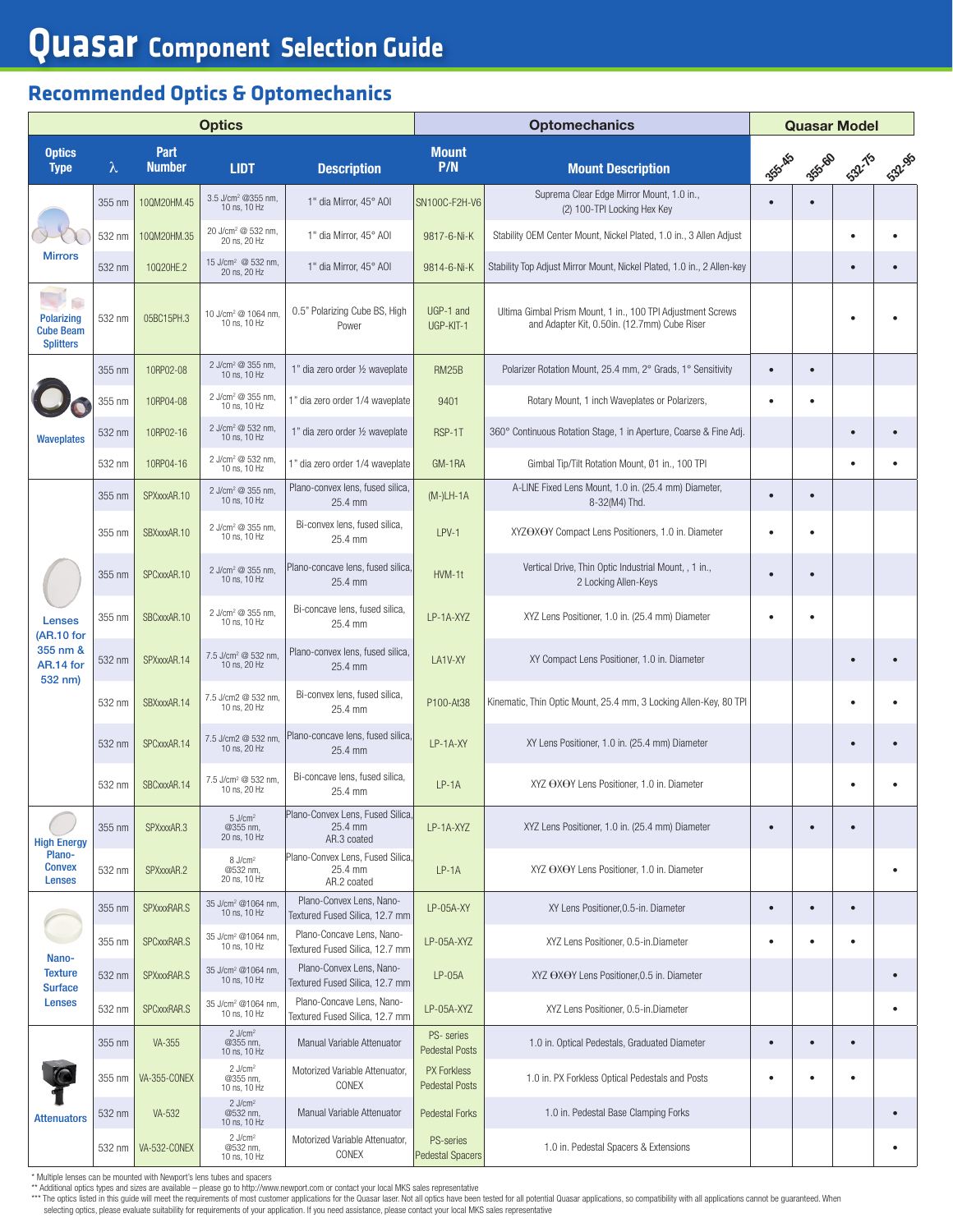# Quasar Component Selection Guide

## Recommended Optics & Optomechanics

| Optics | | | | | Optomechanics | | Quasar Model | | | |
|---|---|---|---|---|---|---|---|---|---|---|
| Optics Type | λ | Part Number | LIDT | Description | Mount P/N | Mount Description | 355-45 | 355-60 | 532-75 | 532-95 |
| Mirrors | 355 nm | 10QM20HM.45 | 3.5 J/cm² @355 nm, 10 ns, 10 Hz | 1" dia Mirror, 45° AOI | SN100C-F2H-V6 | Suprema Clear Edge Mirror Mount, 1.0 in., (2) 100-TPI Locking Hex Key | • | • | | |
| | 532 nm | 10QM20HM.35 | 20 J/cm² @ 532 nm, 20 ns, 20 Hz | 1" dia Mirror, 45° AOI | 9817-6-Ni-K | Stability OEM Center Mount, Nickel Plated, 1.0 in., 3 Allen Adjust | | | • | • |
| | 532 nm | 10Q20HE.2 | 15 J/cm² @ 532 nm, 20 ns, 20 Hz | 1" dia Mirror, 45° AOI | 9814-6-Ni-K | Stability Top Adjust Mirror Mount, Nickel Plated, 1.0 in., 2 Allen-key | | | • | • |
| Polarizing Cube Beam Splitters | 532 nm | 05BC15PH.3 | 10 J/cm² @ 1064 nm, 10 ns, 10 Hz | 0.5" Polarizing Cube BS, High Power | UGP-1 and UGP-KIT-1 | Ultima Gimbal Prism Mount, 1 in., 100 TPI Adjustment Screws and Adapter Kit, 0.50in. (12.7mm) Cube Riser | | | • | • |
| Waveplates | 355 nm | 10RP02-08 | 2 J/cm² @ 355 nm, 10 ns, 10 Hz | 1" dia zero order ½ waveplate | RM25B | Polarizer Rotation Mount, 25.4 mm, 2° Grads, 1° Sensitivity | • | • | | |
| | 355 nm | 10RP04-08 | 2 J/cm² @ 355 nm, 10 ns, 10 Hz | 1" dia zero order 1/4 waveplate | 9401 | Rotary Mount, 1 inch Waveplates or Polarizers, | • | • | | |
| | 532 nm | 10RP02-16 | 2 J/cm² @ 532 nm, 10 ns, 10 Hz | 1" dia zero order ½ waveplate | RSP-1T | 360° Continuous Rotation Stage, 1 in Aperture, Coarse & Fine Adj. | | | • | • |
| | 532 nm | 10RP04-16 | 2 J/cm² @ 532 nm, 10 ns, 10 Hz | 1" dia zero order 1/4 waveplate | GM-1RA | Gimbal Tip/Tilt Rotation Mount, Ø1 in., 100 TPI | | | • | • |
| Lenses (AR.10 for 355 nm & AR.14 for 532 nm) | 355 nm | SPXxxxAR.10 | 2 J/cm² @ 355 nm, 10 ns, 10 Hz | Plano-convex lens, fused silica, 25.4 mm | (M-)LH-1A | A-LINE Fixed Lens Mount, 1.0 in. (25.4 mm) Diameter, 8-32(M4) Thd. | • | • | | |
| | 355 nm | SBXxxxAR.10 | 2 J/cm² @ 355 nm, 10 ns, 10 Hz | Bi-convex lens, fused silica, 25.4 mm | LPV-1 | XYZΘXΘY Compact Lens Positioners, 1.0 in. Diameter | • | • | | |
| | 355 nm | SPCxxxAR.10 | 2 J/cm² @ 355 nm, 10 ns, 10 Hz | Plano-concave lens, fused silica, 25.4 mm | HVM-1t | Vertical Drive, Thin Optic Industrial Mount, , 1 in., 2 Locking Allen-Keys | • | • | | |
| | 355 nm | SBCxxxAR.10 | 2 J/cm² @ 355 nm, 10 ns, 10 Hz | Bi-concave lens, fused silica, 25.4 mm | LP-1A-XYZ | XYZ Lens Positioner, 1.0 in. (25.4 mm) Diameter | • | • | | |
| | 532 nm | SPXxxxAR.14 | 7.5 J/cm² @ 532 nm, 10 ns, 20 Hz | Plano-convex lens, fused silica, 25.4 mm | LA1V-XY | XY Compact Lens Positioner, 1.0 in. Diameter | | | • | • |
| | 532 nm | SBXxxxAR.14 | 7.5 J/cm2 @ 532 nm, 10 ns, 20 Hz | Bi-convex lens, fused silica, 25.4 mm | P100-At38 | Kinematic, Thin Optic Mount, 25.4 mm, 3 Locking Allen-Key, 80 TPI | | | • | • |
| | 532 nm | SPCxxxAR.14 | 7.5 J/cm2 @ 532 nm, 10 ns, 20 Hz | Plano-concave lens, fused silica, 25.4 mm | LP-1A-XY | XY Lens Positioner, 1.0 in. (25.4 mm) Diameter | | | • | • |
| | 532 nm | SBCxxxAR.14 | 7.5 J/cm² @ 532 nm, 10 ns, 20 Hz | Bi-concave lens, fused silica, 25.4 mm | LP-1A | XYZ ΘXΘY Lens Positioner, 1.0 in. Diameter | | | • | • |
| High Energy Plano-Convex Lenses | 355 nm | SPXxxxAR.3 | 5 J/cm² @355 nm, 20 ns, 10 Hz | Plano-Convex Lens, Fused Silica, 25.4 mm AR.3 coated | LP-1A-XYZ | XYZ Lens Positioner, 1.0 in. (25.4 mm) Diameter | • | • | • | |
| | 532 nm | SPXxxxAR.2 | 8 J/cm² @532 nm, 20 ns, 10 Hz | Plano-Convex Lens, Fused Silica, 25.4 mm AR.2 coated | LP-1A | XYZ ΘXΘY Lens Positioner, 1.0 in. Diameter | | | | • |
| Nano-Texture Surface Lenses | 355 nm | SPXxxxRAR.S | 35 J/cm² @1064 nm, 10 ns, 10 Hz | Plano-Convex Lens, Nano-Textured Fused Silica, 12.7 mm | LP-05A-XY | XY Lens Positioner,0.5-in. Diameter | • | • | • | |
| | 355 nm | SPCxxxRAR.S | 35 J/cm² @1064 nm, 10 ns, 10 Hz | Plano-Concave Lens, Nano-Textured Fused Silica, 12.7 mm | LP-05A-XYZ | XYZ Lens Positioner, 0.5-in.Diameter | • | • | • | |
| | 532 nm | SPXxxxRAR.S | 35 J/cm² @1064 nm, 10 ns, 10 Hz | Plano-Convex Lens, Nano-Textured Fused Silica, 12.7 mm | LP-05A | XYZ ΘXΘY Lens Positioner,0.5 in. Diameter | | | | • |
| | 532 nm | SPCxxxRAR.S | 35 J/cm² @1064 nm, 10 ns, 10 Hz | Plano-Concave Lens, Nano-Textured Fused Silica, 12.7 mm | LP-05A-XYZ | XYZ Lens Positioner, 0.5-in.Diameter | | | | • |
| Attenuators | 355 nm | VA-355 | 2 J/cm² @355 nm, 10 ns, 10 Hz | Manual Variable Attenuator | PS- series Pedestal Posts | 1.0 in. Optical Pedestals, Graduated Diameter | • | • | • | |
| | 355 nm | VA-355-CONEX | 2 J/cm² @355 nm, 10 ns, 10 Hz | Motorized Variable Attenuator, CONEX | PX Forkless Pedestal Posts | 1.0 in. PX Forkless Optical Pedestals and Posts | • | • | • | |
| | 532 nm | VA-532 | 2 J/cm² @532 nm, 10 ns, 10 Hz | Manual Variable Attenuator | Pedestal Forks | 1.0 in. Pedestal Base Clamping Forks | | | | • |
| | 532 nm | VA-532-CONEX | 2 J/cm² @532 nm, 10 ns, 10 Hz | Motorized Variable Attenuator, CONEX | PS-series Pedestal Spacers | 1.0 in. Pedestal Spacers & Extensions | | | | • |

\* Multiple lenses can be mounted with Newport's lens tubes and spacers
\** Additional optics types and sizes are available – please go to http://www.newport.com or contact your local MKS sales representative
\*** The optics listed in this guide will meet the requirements of most customer applications for the Quasar laser. Not all optics have been tested for all potential Quasar applications, so compatibility with all applications cannot be guaranteed. When selecting optics, please evaluate suitability for requirements of your application. If you need assistance, please contact your local MKS sales representative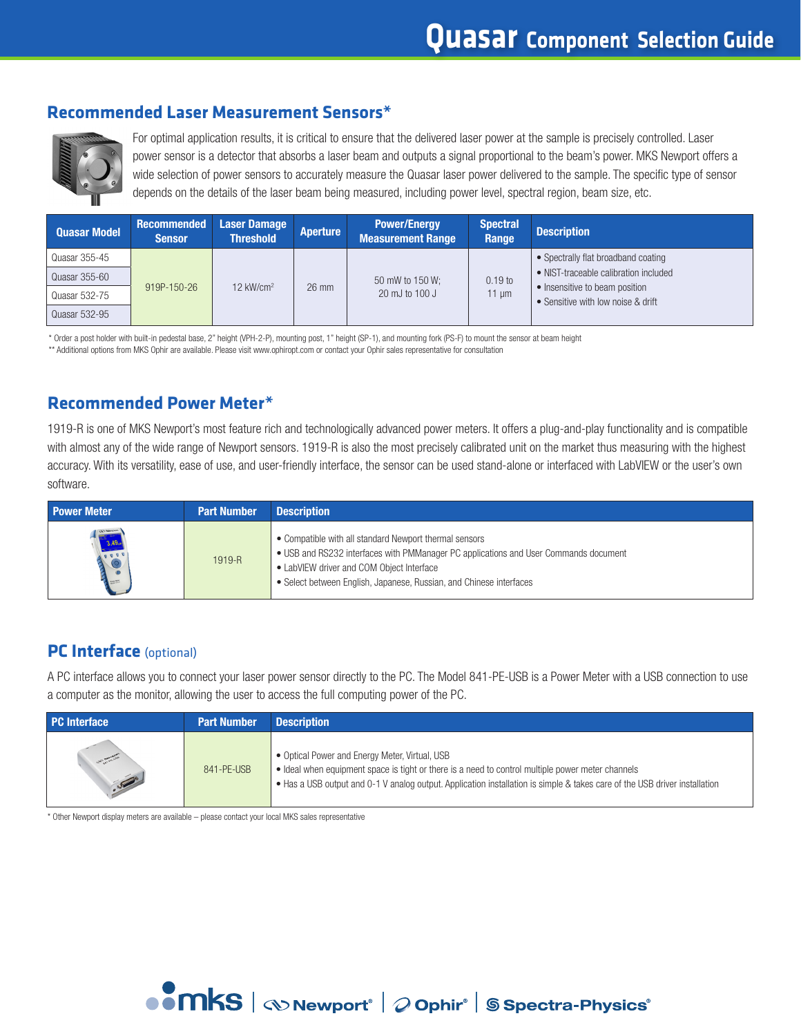## Recommended Laser Measurement Sensors*

For optimal application results, it is critical to ensure that the delivered laser power at the sample is precisely controlled. Laser power sensor is a detector that absorbs a laser beam and outputs a signal proportional to the beam's power. MKS Newport offers a wide selection of power sensors to accurately measure the Quasar laser power delivered to the sample. The specific type of sensor depends on the details of the laser beam being measured, including power level, spectral region, beam size, etc.

| Quasar Model | Recommended Sensor | Laser Damage Threshold | Aperture | Power/Energy Measurement Range | Spectral Range | Description |
|---|---|---|---|---|---|---|
| Quasar 355-45 | 919P-150-26 | 12 kW/cm² | 26 mm | 50 mW to 150 W; 20 mJ to 100 J | 0.19 to 11 µm | • Spectrally flat broadband coating<br>• NIST-traceable calibration included<br>• Insensitive to beam position<br>• Sensitive with low noise & drift |
| Quasar 355-60 | | | | | | |
| Quasar 532-75 | | | | | | |
| Quasar 532-95 | | | | | | |

* Order a post holder with built-in pedestal base, 2" height (VPH-2-P), mounting post, 1" height (SP-1), and mounting fork (PS-F) to mount the sensor at beam height

** Additional options from MKS Ophir are available. Please visit www.ophiropt.com or contact your Ophir sales representative for consultation

## Recommended Power Meter*

1919-R is one of MKS Newport's most feature rich and technologically advanced power meters. It offers a plug-and-play functionality and is compatible with almost any of the wide range of Newport sensors. 1919-R is also the most precisely calibrated unit on the market thus measuring with the highest accuracy. With its versatility, ease of use, and user-friendly interface, the sensor can be used stand-alone or interfaced with LabVIEW or the user's own software.

| Power Meter | Part Number | Description |
|---|---|---|
| | 1919-R | • Compatible with all standard Newport thermal sensors<br>• USB and RS232 interfaces with PMManager PC applications and User Commands document<br>• LabVIEW driver and COM Object Interface<br>• Select between English, Japanese, Russian, and Chinese interfaces |

## PC Interface (optional)

A PC interface allows you to connect your laser power sensor directly to the PC. The Model 841-PE-USB is a Power Meter with a USB connection to use a computer as the monitor, allowing the user to access the full computing power of the PC.

| PC Interface | Part Number | Description |
|---|---|---|
| | 841-PE-USB | • Optical Power and Energy Meter, Virtual, USB<br>• Ideal when equipment space is tight or there is a need to control multiple power meter channels<br>• Has a USB output and 0-1 V analog output. Application installation is simple & takes care of the USB driver installation |

* Other Newport display meters are available – please contact your local MKS sales representative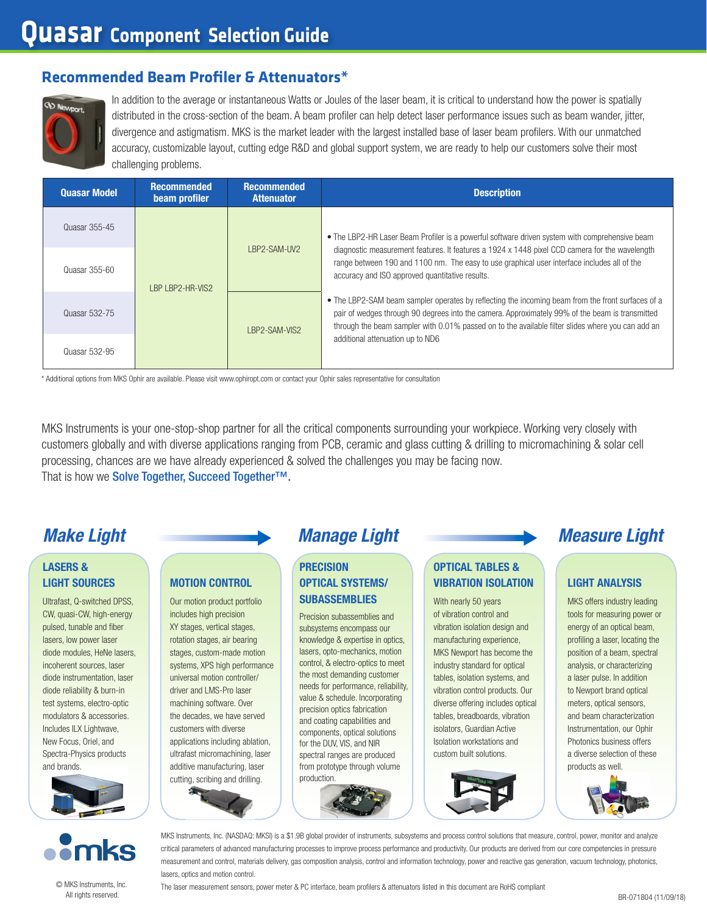# Quasar Component Selection Guide

## Recommended Beam Profiler & Attenuators*

In addition to the average or instantaneous Watts or Joules of the laser beam, it is critical to understand how the power is spatially distributed in the cross-section of the beam. A beam profiler can help detect laser performance issues such as beam wander, jitter, divergence and astigmatism. MKS is the market leader with the largest installed base of laser beam profilers. With our unmatched accuracy, customizable layout, cutting edge R&D and global support system, we are ready to help our customers solve their most challenging problems.

| Quasar Model | Recommended beam profiler | Recommended Attenuator | Description |
|---|---|---|---|
| Quasar 355-45 | LBP LBP2-HR-VIS2 | LBP2-SAM-UV2 | • The LBP2-HR Laser Beam Profiler is a powerful software driven system with comprehensive beam diagnostic measurement features. It features a 1924 x 1448 pixel CCD camera for the wavelength range between 190 and 1100 nm. The easy to use graphical user interface includes all of the accuracy and ISO approved quantitative results. |
| Quasar 355-60 | | | |
| Quasar 532-75 | | LBP2-SAM-VIS2 | • The LBP2-SAM beam sampler operates by reflecting the incoming beam from the front surfaces of a pair of wedges through 90 degrees into the camera. Approximately 99% of the beam is transmitted through the beam sampler with 0.01% passed on to the available filter slides where you can add an additional attenuation up to ND6 |
| Quasar 532-95 | | | |

\* Additional options from MKS Ophir are available. Please visit www.ophiropt.com or contact your Ophir sales representative for consultation

MKS Instruments is your one-stop-shop partner for all the critical components surrounding your workpiece. Working very closely with customers globally and with diverse applications ranging from PCB, ceramic and glass cutting & drilling to micromachining & solar cell processing, chances are we have already experienced & solved the challenges you may be facing now.
That is how we **Solve Together, Succeed Together™.**

## *Make Light*

### LASERS & LIGHT SOURCES

Ultrafast, Q-switched DPSS, CW, quasi-CW, high-energy pulsed, tunable and fiber lasers, low power laser diode modules, HeNe lasers, incoherent sources, laser diode instrumentation, laser diode reliability & burn-in test systems, electro-optic modulators & accessories. Includes ILX Lightwave, New Focus, Oriel, and Spectra-Physics products and brands.

### MOTION CONTROL

Our motion product portfolio includes high precision XY stages, vertical stages, rotation stages, air bearing stages, custom-made motion systems, XPS high performance universal motion controller/ driver and LMS-Pro laser machining software. Over the decades, we have served customers with diverse applications including ablation, ultrafast micromachining, laser additive manufacturing, laser cutting, scribing and drilling.

## *Manage Light*

### PRECISION OPTICAL SYSTEMS/ SUBASSEMBLIES

Precision subassemblies and subsystems encompass our knowledge & expertise in optics, lasers, opto-mechanics, motion control, & electro-optics to meet the most demanding customer needs for performance, reliability, value & schedule. Incorporating precision optics fabrication and coating capabilities and components, optical solutions for the DUV, VIS, and NIR spectral ranges are produced from prototype through volume production.

### OPTICAL TABLES & VIBRATION ISOLATION

With nearly 50 years of vibration control and vibration isolation design and manufacturing experience, MKS Newport has become the industry standard for optical tables, isolation systems, and vibration control products. Our diverse offering includes optical tables, breadboards, vibration isolators, Guardian Active Isolation workstations and custom built solutions.

## *Measure Light*

### LIGHT ANALYSIS

MKS offers industry leading tools for measuring power or energy of an optical beam, profiling a laser, locating the position of a beam, spectral analysis, or characterizing a laser pulse. In addition to Newport brand optical meters, optical sensors, and beam characterization Instrumentation, our Ophir Photonics business offers a diverse selection of these products as well.

MKS Instruments, Inc. (NASDAQ: MKSI) is a $1.9B global provider of instruments, subsystems and process control solutions that measure, control, power, monitor and analyze critical parameters of advanced manufacturing processes to improve process performance and productivity. Our products are derived from our core competencies in pressure measurement and control, materials delivery, gas composition analysis, control and information technology, power and reactive gas generation, vacuum technology, photonics, lasers, optics and motion control.

The laser measurement sensors, power meter & PC interface, beam profilers & attenuators listed in this document are RoHS compliant

© MKS Instruments, Inc.
All rights reserved.

BR-071804 (11/09/18)